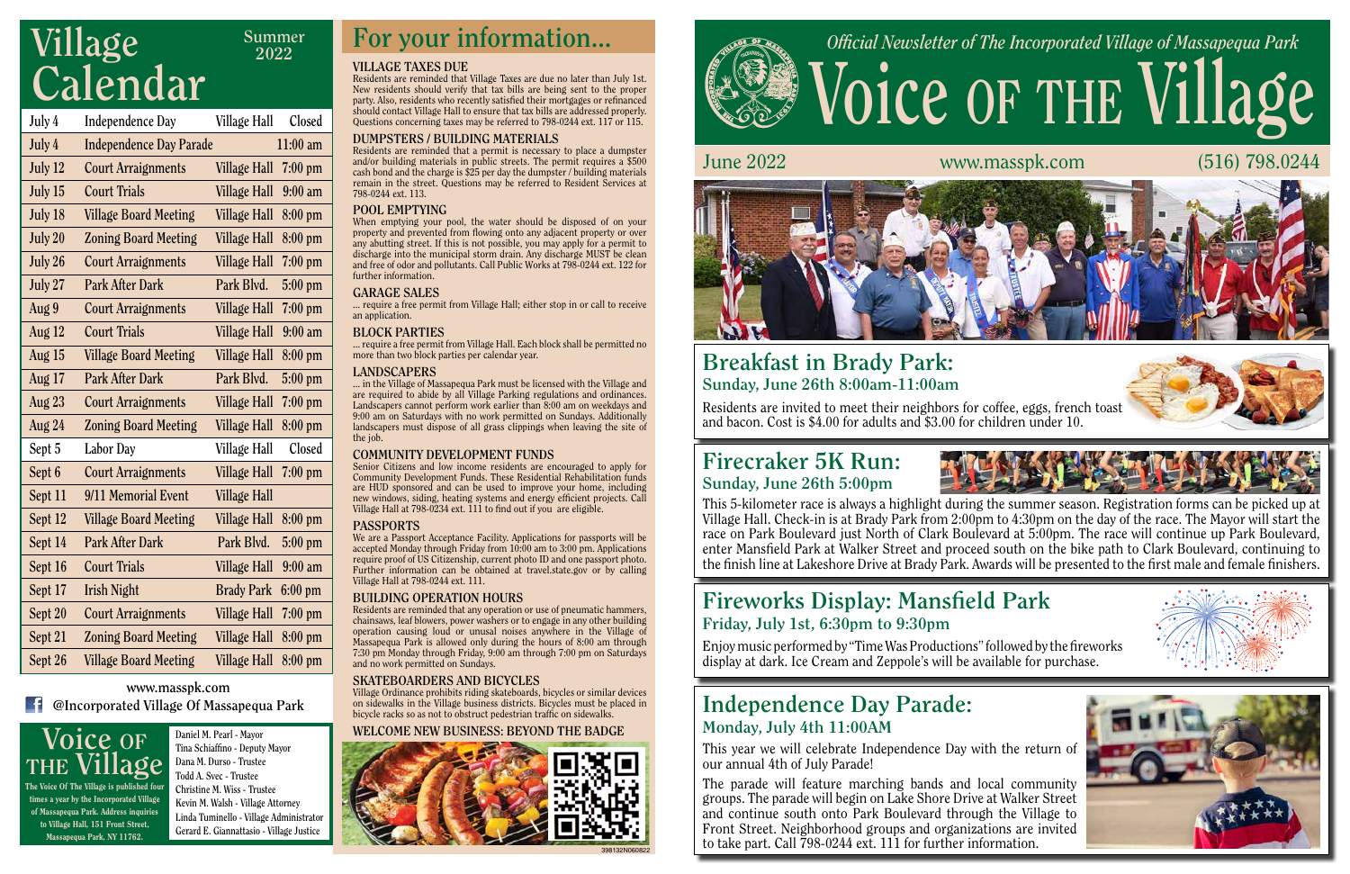# Village Calendar

Summer 2022

| Date | Event | Location | Time |
|---|---|---|---|
| July 4 | Independence Day | Village Hall | Closed |
| July 4 | Independence Day Parade | | 11:00 am |
| July 12 | Court Arraignments | Village Hall | 7:00 pm |
| July 15 | Court Trials | Village Hall | 9:00 am |
| July 18 | Village Board Meeting | Village Hall | 8:00 pm |
| July 20 | Zoning Board Meeting | Village Hall | 8:00 pm |
| July 26 | Court Arraignments | Village Hall | 7:00 pm |
| July 27 | Park After Dark | Park Blvd. | 5:00 pm |
| Aug 9 | Court Arraignments | Village Hall | 7:00 pm |
| Aug 12 | Court Trials | Village Hall | 9:00 am |
| Aug 15 | Village Board Meeting | Village Hall | 8:00 pm |
| Aug 17 | Park After Dark | Park Blvd. | 5:00 pm |
| Aug 23 | Court Arraignments | Village Hall | 7:00 pm |
| Aug 24 | Zoning Board Meeting | Village Hall | 8:00 pm |
| Sept 5 | Labor Day | Village Hall | Closed |
| Sept 6 | Court Arraignments | Village Hall | 7:00 pm |
| Sept 11 | 9/11 Memorial Event | Village Hall | |
| Sept 12 | Village Board Meeting | Village Hall | 8:00 pm |
| Sept 14 | Park After Dark | Park Blvd. | 5:00 pm |
| Sept 16 | Court Trials | Village Hall | 9:00 am |
| Sept 17 | Irish Night | Brady Park | 6:00 pm |
| Sept 20 | Court Arraignments | Village Hall | 7:00 pm |
| Sept 21 | Zoning Board Meeting | Village Hall | 8:00 pm |
| Sept 26 | Village Board Meeting | Village Hall | 8:00 pm |

www.masspk.com

@Incorporated Village Of Massapequa Park

## Voice of the Village

The Voice Of The Village is published four times a year by the Incorporated Village of Massapequa Park. Address inquiries to Village Hall, 151 Front Street, Massapequa Park, NY 11762.

Daniel M. Pearl - Mayor
Tina Schiaffino - Deputy Mayor
Dana M. Durso - Trustee
Todd A. Svec - Trustee
Christine M. Wiss - Trustee
Kevin M. Walsh - Village Attorney
Linda Tuminello - Village Administrator
Gerard E. Giannattasio - Village Justice

# For your information...

### VILLAGE TAXES DUE

Residents are reminded that Village Taxes are due no later than July 1st. New residents should verify that tax bills are being sent to the proper party. Also, residents who recently satisfied their mortgages or refinanced should contact Village Hall to ensure that tax bills are addressed properly. Questions concerning taxes may be referred to 798-0244 ext. 117 or 115.

### DUMPSTERS / BUILDING MATERIALS

Residents are reminded that a permit is necessary to place a dumpster and/or building materials in public streets. The permit requires a $500 cash bond and the charge is $25 per day the dumpster / building materials remain in the street. Questions may be referred to Resident Services at 798-0244 ext. 113.

### POOL EMPTYING

When emptying your pool, the water should be disposed of on your property and prevented from flowing onto any adjacent property or over any abutting street. If this is not possible, you may apply for a permit to discharge into the municipal storm drain. Any discharge MUST be clean and free of odor and pollutants. Call Public Works at 798-0244 ext. 122 for further information.

### GARAGE SALES

... require a free permit from Village Hall; either stop in or call to receive an application.

### BLOCK PARTIES

... require a free permit from Village Hall. Each block shall be permitted no more than two block parties per calendar year.

### LANDSCAPERS

... in the Village of Massapequa Park must be licensed with the Village and are required to abide by all Village Parking regulations and ordinances. Landscapers cannot perform work earlier than 8:00 am on weekdays and 9:00 am on Saturdays with no work permitted on Sundays. Additionally landscapers must dispose of all grass clippings when leaving the site of the job.

### COMMUNITY DEVELOPMENT FUNDS

Senior Citizens and low income residents are encouraged to apply for Community Development Funds. These Residential Rehabilitation funds are HUD sponsored and can be used to improve your home, including new windows, siding, heating systems and energy efficient projects. Call Village Hall at 798-0234 ext. 111 to find out if you are eligible.

### PASSPORTS

We are a Passport Acceptance Facility. Applications for passports will be accepted Monday through Friday from 10:00 am to 3:00 pm. Applications require proof of US Citizenship, current photo ID and one passport photo. Further information can be obtained at travel.state.gov or by calling Village Hall at 798-0244 ext. 111.

### BUILDING OPERATION HOURS

Residents are reminded that any operation or use of pneumatic hammers, chainsaws, leaf blowers, power washers or to engage in any other building operation causing loud or unusual noises anywhere in the Village of Massapequa Park is allowed only during the hours of 8:00 am through 7:30 pm Monday through Friday, 9:00 am through 7:00 pm on Saturdays and no work permitted on Sundays.

### SKATEBOARDERS AND BICYCLES

Village Ordinance prohibits riding skateboards, bicycles or similar devices on sidewalks in the Village business districts. Bicycles must be placed in bicycle racks so as not to obstruct pedestrian traffic on sidewalks.

### WELCOME NEW BUSINESS: BEYOND THE BADGE

398132N060822

*Official Newsletter of The Incorporated Village of Massapequa Park*

# Voice of the Village

June 2022 www.masspk.com (516) 798.0244

## Breakfast in Brady Park:

**Sunday, June 26th 8:00am-11:00am**

Residents are invited to meet their neighbors for coffee, eggs, french toast and bacon. Cost is $4.00 for adults and $3.00 for children under 10.

## Firecraker 5K Run:

**Sunday, June 26th 5:00pm**

This 5-kilometer race is always a highlight during the summer season. Registration forms can be picked up at Village Hall. Check-in is at Brady Park from 2:00pm to 4:30pm on the day of the race. The Mayor will start the race on Park Boulevard just North of Clark Boulevard at 5:00pm. The race will continue up Park Boulevard, enter Mansfield Park at Walker Street and proceed south on the bike path to Clark Boulevard, continuing to the finish line at Lakeshore Drive at Brady Park. Awards will be presented to the first male and female finishers.

## Fireworks Display: Mansfield Park

**Friday, July 1st, 6:30pm to 9:30pm**

Enjoy music performed by "Time Was Productions" followed by the fireworks display at dark. Ice Cream and Zeppole's will be available for purchase.

## Independence Day Parade:

**Monday, July 4th 11:00AM**

This year we will celebrate Independence Day with the return of our annual 4th of July Parade!

The parade will feature marching bands and local community groups. The parade will begin on Lake Shore Drive at Walker Street and continue south onto Park Boulevard through the Village to Front Street. Neighborhood groups and organizations are invited to take part. Call 798-0244 ext. 111 for further information.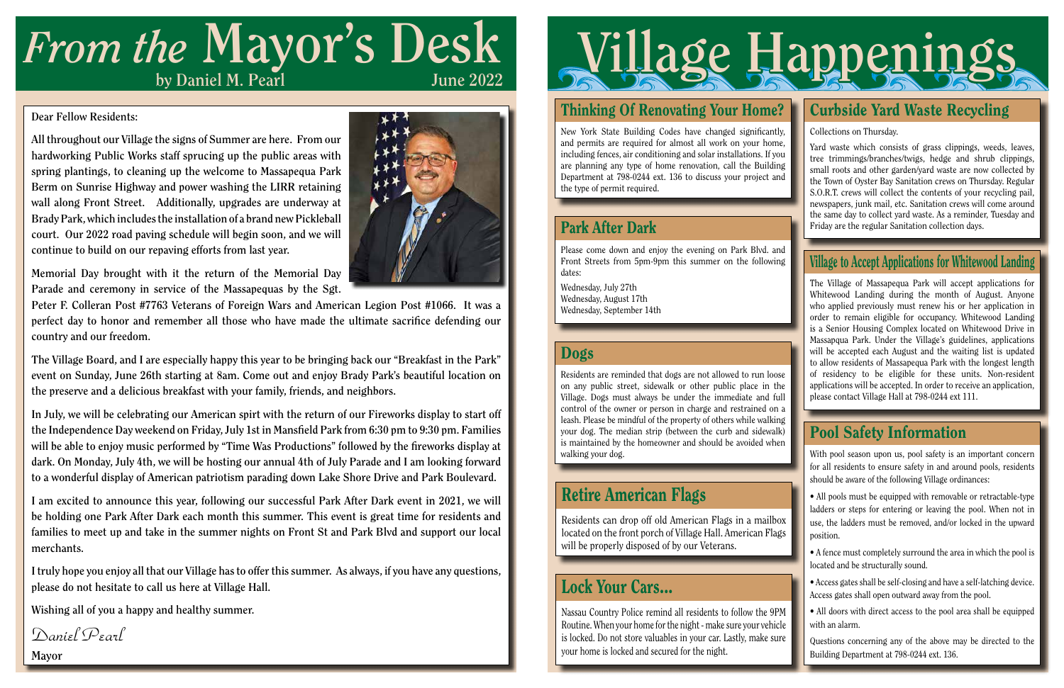# *From the* Mayor's Desk

**by Daniel M. Pearl** — **June 2022**

**Dear Fellow Residents:**

**All throughout our Village the signs of Summer are here. From our hardworking Public Works staff sprucing up the public areas with spring plantings, to cleaning up the welcome to Massapequa Park Berm on Sunrise Highway and power washing the LIRR retaining wall along Front Street. Additionally, upgrades are underway at Brady Park, which includes the installation of a brand new Pickleball court. Our 2022 road paving schedule will begin soon, and we will continue to build on our repaving efforts from last year.**

**Memorial Day brought with it the return of the Memorial Day Parade and ceremony in service of the Massapequas by the Sgt. Peter F. Colleran Post #7763 Veterans of Foreign Wars and American Legion Post #1066. It was a perfect day to honor and remember all those who have made the ultimate sacrifice defending our country and our freedom.**

**The Village Board, and I are especially happy this year to be bringing back our "Breakfast in the Park" event on Sunday, June 26th starting at 8am. Come out and enjoy Brady Park's beautiful location on the preserve and a delicious breakfast with your family, friends, and neighbors.**

**In July, we will be celebrating our American spirt with the return of our Fireworks display to start off the Independence Day weekend on Friday, July 1st in Mansfield Park from 6:30 pm to 9:30 pm. Families will be able to enjoy music performed by "Time Was Productions" followed by the fireworks display at dark. On Monday, July 4th, we will be hosting our annual 4th of July Parade and I am looking forward to a wonderful display of American patriotism parading down Lake Shore Drive and Park Boulevard.**

**I am excited to announce this year, following our successful Park After Dark event in 2021, we will be holding one Park After Dark each month this summer. This event is great time for residents and families to meet up and take in the summer nights on Front St and Park Blvd and support our local merchants.**

**I truly hope you enjoy all that our Village has to offer this summer. As always, if you have any questions, please do not hesitate to call us here at Village Hall.**

**Wishing all of you a happy and healthy summer.**

*Daniel Pearl*

**Mayor**

# Village Happenings

## Thinking Of Renovating Your Home?

New York State Building Codes have changed significantly, and permits are required for almost all work on your home, including fences, air conditioning and solar installations. If you are planning any type of home renovation, call the Building Department at 798-0244 ext. 136 to discuss your project and the type of permit required.

## Park After Dark

Please come down and enjoy the evening on Park Blvd. and Front Streets from 5pm-9pm this summer on the following dates:

Wednesday, July 27th
Wednesday, August 17th
Wednesday, September 14th

## Dogs

Residents are reminded that dogs are not allowed to run loose on any public street, sidewalk or other public place in the Village. Dogs must always be under the immediate and full control of the owner or person in charge and restrained on a leash. Please be mindful of the property of others while walking your dog. The median strip (between the curb and sidewalk) is maintained by the homeowner and should be avoided when walking your dog.

## Retire American Flags

Residents can drop off old American Flags in a mailbox located on the front porch of Village Hall. American Flags will be properly disposed of by our Veterans.

## Lock Your Cars...

Nassau Country Police remind all residents to follow the 9PM Routine. When your home for the night - make sure your vehicle is locked. Do not store valuables in your car. Lastly, make sure your home is locked and secured for the night.

## Curbside Yard Waste Recycling

Collections on Thursday.

Yard waste which consists of grass clippings, weeds, leaves, tree trimmings/branches/twigs, hedge and shrub clippings, small roots and other garden/yard waste are now collected by the Town of Oyster Bay Sanitation crews on Thursday. Regular S.O.R.T. crews will collect the contents of your recycling pail, newspapers, junk mail, etc. Sanitation crews will come around the same day to collect yard waste. As a reminder, Tuesday and Friday are the regular Sanitation collection days.

## Village to Accept Applications for Whitewood Landing

The Village of Massapequa Park will accept applications for Whitewood Landing during the month of August. Anyone who applied previously must renew his or her application in order to remain eligible for occupancy. Whitewood Landing is a Senior Housing Complex located on Whitewood Drive in Massapqua Park. Under the Village's guidelines, applications will be accepted each August and the waiting list is updated to allow residents of Massapequa Park with the longest length of residency to be eligible for these units. Non-resident applications will be accepted. In order to receive an application, please contact Village Hall at 798-0244 ext 111.

## Pool Safety Information

With pool season upon us, pool safety is an important concern for all residents to ensure safety in and around pools, residents should be aware of the following Village ordinances:

- All pools must be equipped with removable or retractable-type ladders or steps for entering or leaving the pool. When not in use, the ladders must be removed, and/or locked in the upward position.
- A fence must completely surround the area in which the pool is located and be structurally sound.
- Access gates shall be self-closing and have a self-latching device. Access gates shall open outward away from the pool.
- All doors with direct access to the pool area shall be equipped with an alarm.

Questions concerning any of the above may be directed to the Building Department at 798-0244 ext. 136.